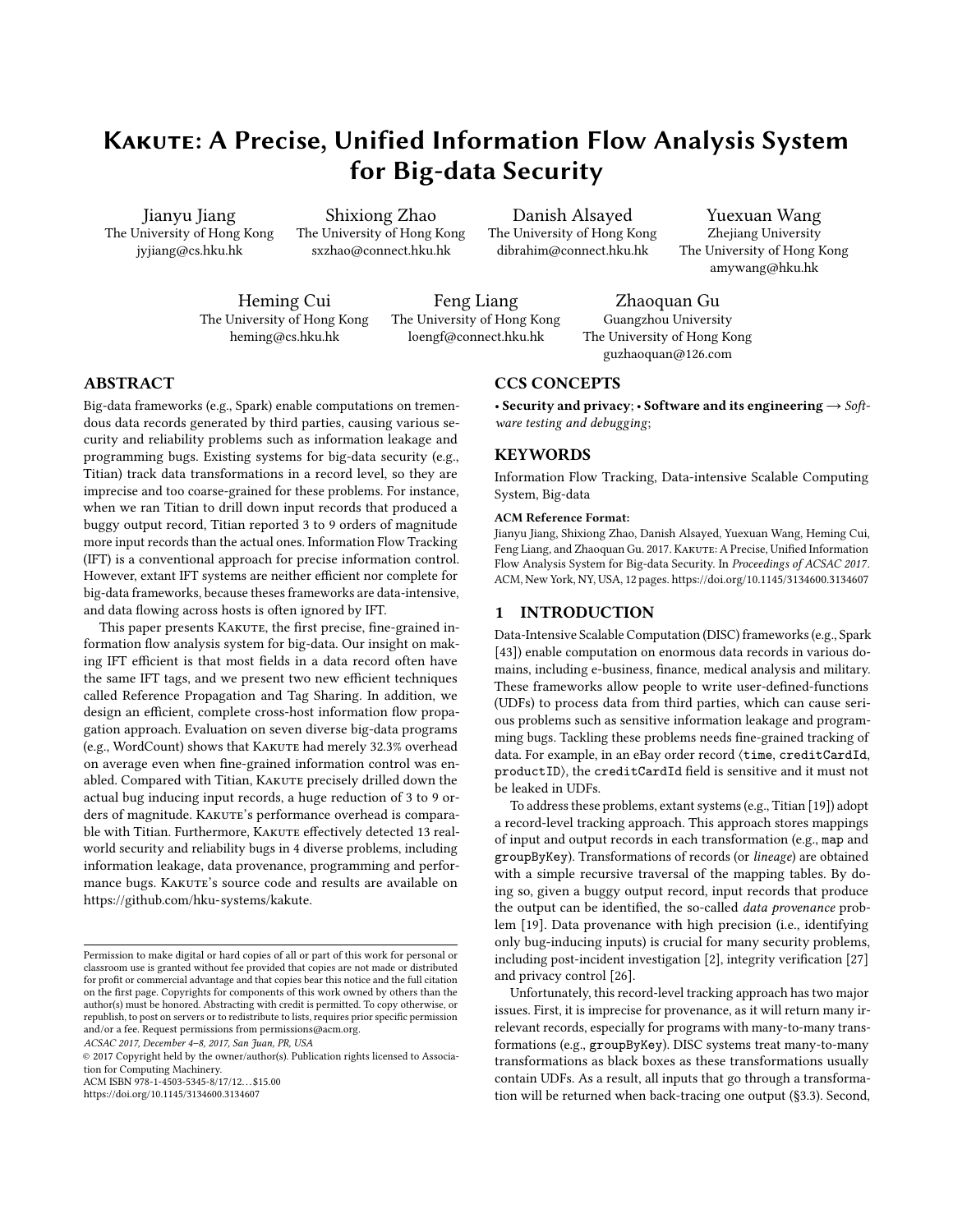# Kakute: A Precise, Unified Information Flow Analysis System for Big-data Security

Jianyu Jiang
The University of Hong Kong
jyjiang@cs.hku.hk

Shixiong Zhao
The University of Hong Kong
sxzhao@connect.hku.hk

Danish Alsayed
The University of Hong Kong
dibrahim@connect.hku.hk

Yuexuan Wang
Zhejiang University
The University of Hong Kong
amywang@hku.hk

Heming Cui
The University of Hong Kong
heming@cs.hku.hk

Feng Liang
The University of Hong Kong
loengf@connect.hku.hk

Zhaoquan Gu
Guangzhou University
The University of Hong Kong
guzhaoquan@126.com

## ABSTRACT

Big-data frameworks (e.g., Spark) enable computations on tremendous data records generated by third parties, causing various security and reliability problems such as information leakage and programming bugs. Existing systems for big-data security (e.g., Titian) track data transformations in a record level, so they are imprecise and too coarse-grained for these problems. For instance, when we ran Titian to drill down input records that produced a buggy output record, Titian reported 3 to 9 orders of magnitude more input records than the actual ones. Information Flow Tracking (IFT) is a conventional approach for precise information control. However, extant IFT systems are neither efficient nor complete for big-data frameworks, because theses frameworks are data-intensive, and data flowing across hosts is often ignored by IFT.

This paper presents Kakute, the first precise, fine-grained information flow analysis system for big-data. Our insight on making IFT efficient is that most fields in a data record often have the same IFT tags, and we present two new efficient techniques called Reference Propagation and Tag Sharing. In addition, we design an efficient, complete cross-host information flow propagation approach. Evaluation on seven diverse big-data programs (e.g., WordCount) shows that Kakute had merely 32.3% overhead on average even when fine-grained information control was enabled. Compared with Titian, Kakute precisely drilled down the actual bug inducing input records, a huge reduction of 3 to 9 orders of magnitude. Kakute's performance overhead is comparable with Titian. Furthermore, Kakute effectively detected 13 real-world security and reliability bugs in 4 diverse problems, including information leakage, data provenance, programming and performance bugs. Kakute's source code and results are available on https://github.com/hku-systems/kakute.

Permission to make digital or hard copies of all or part of this work for personal or classroom use is granted without fee provided that copies are not made or distributed for profit or commercial advantage and that copies bear this notice and the full citation on the first page. Copyrights for components of this work owned by others than the author(s) must be honored. Abstracting with credit is permitted. To copy otherwise, or republish, to post on servers or to redistribute to lists, requires prior specific permission and/or a fee. Request permissions from permissions@acm.org.
*ACSAC 2017, December 4–8, 2017, San Juan, PR, USA*
© 2017 Copyright held by the owner/author(s). Publication rights licensed to Association for Computing Machinery.
ACM ISBN 978-1-4503-5345-8/17/12…$15.00
https://doi.org/10.1145/3134600.3134607

## CCS CONCEPTS

• **Security and privacy**; • **Software and its engineering** → *Software testing and debugging*;

## KEYWORDS

Information Flow Tracking, Data-intensive Scalable Computing System, Big-data

**ACM Reference Format:**
Jianyu Jiang, Shixiong Zhao, Danish Alsayed, Yuexuan Wang, Heming Cui, Feng Liang, and Zhaoquan Gu. 2017. Kakute: A Precise, Unified Information Flow Analysis System for Big-data Security. In *Proceedings of ACSAC 2017*. ACM, New York, NY, USA, 12 pages. https://doi.org/10.1145/3134600.3134607

## 1 INTRODUCTION

Data-Intensive Scalable Computation (DISC) frameworks (e.g., Spark [43]) enable computation on enormous data records in various domains, including e-business, finance, medical analysis and military. These frameworks allow people to write user-defined-functions (UDFs) to process data from third parties, which can cause serious problems such as sensitive information leakage and programming bugs. Tackling these problems needs fine-grained tracking of data. For example, in an eBay order record ⟨`time`, `creditCardId`, `productID`⟩, the `creditCardId` field is sensitive and it must not be leaked in UDFs.

To address these problems, extant systems (e.g., Titian [19]) adopt a record-level tracking approach. This approach stores mappings of input and output records in each transformation (e.g., `map` and `groupByKey`). Transformations of records (or *lineage*) are obtained with a simple recursive traversal of the mapping tables. By doing so, given a buggy output record, input records that produce the output can be identified, the so-called *data provenance* problem [19]. Data provenance with high precision (i.e., identifying only bug-inducing inputs) is crucial for many security problems, including post-incident investigation [2], integrity verification [27] and privacy control [26].

Unfortunately, this record-level tracking approach has two major issues. First, it is imprecise for provenance, as it will return many irrelevant records, especially for programs with many-to-many transformations (e.g., `groupByKey`). DISC systems treat many-to-many transformations as black boxes as these transformations usually contain UDFs. As a result, all inputs that go through a transformation will be returned when back-tracing one output (§3.3). Second,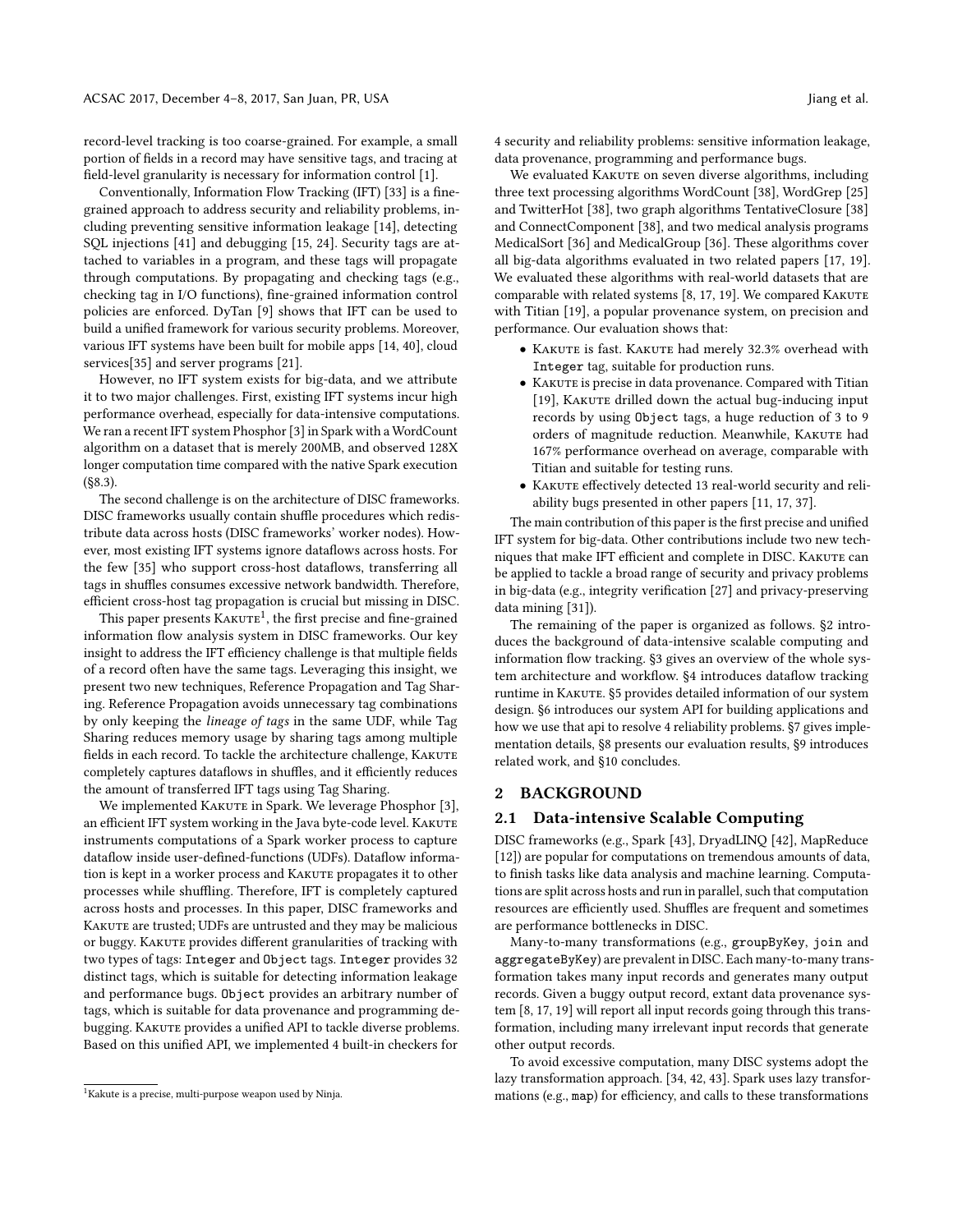record-level tracking is too coarse-grained. For example, a small portion of fields in a record may have sensitive tags, and tracing at field-level granularity is necessary for information control [1].

Conventionally, Information Flow Tracking (IFT) [33] is a fine-grained approach to address security and reliability problems, including preventing sensitive information leakage [14], detecting SQL injections [41] and debugging [15, 24]. Security tags are attached to variables in a program, and these tags will propagate through computations. By propagating and checking tags (e.g., checking tag in I/O functions), fine-grained information control policies are enforced. DyTan [9] shows that IFT can be used to build a unified framework for various security problems. Moreover, various IFT systems have been built for mobile apps [14, 40], cloud services[35] and server programs [21].

However, no IFT system exists for big-data, and we attribute it to two major challenges. First, existing IFT systems incur high performance overhead, especially for data-intensive computations. We ran a recent IFT system Phosphor [3] in Spark with a WordCount algorithm on a dataset that is merely 200MB, and observed 128X longer computation time compared with the native Spark execution (§8.3).

The second challenge is on the architecture of DISC frameworks. DISC frameworks usually contain shuffle procedures which redistribute data across hosts (DISC frameworks' worker nodes). However, most existing IFT systems ignore dataflows across hosts. For the few [35] who support cross-host dataflows, transferring all tags in shuffles consumes excessive network bandwidth. Therefore, efficient cross-host tag propagation is crucial but missing in DISC.

This paper presents Kakute[1], the first precise and fine-grained information flow analysis system in DISC frameworks. Our key insight to address the IFT efficiency challenge is that multiple fields of a record often have the same tags. Leveraging this insight, we present two new techniques, Reference Propagation and Tag Sharing. Reference Propagation avoids unnecessary tag combinations by only keeping the *lineage of tags* in the same UDF, while Tag Sharing reduces memory usage by sharing tags among multiple fields in each record. To tackle the architecture challenge, Kakute completely captures dataflows in shuffles, and it efficiently reduces the amount of transferred IFT tags using Tag Sharing.

We implemented Kakute in Spark. We leverage Phosphor [3], an efficient IFT system working in the Java byte-code level. Kakute instruments computations of a Spark worker process to capture dataflow inside user-defined-functions (UDFs). Dataflow information is kept in a worker process and Kakute propagates it to other processes while shuffling. Therefore, IFT is completely captured across hosts and processes. In this paper, DISC frameworks and Kakute are trusted; UDFs are untrusted and they may be malicious or buggy. Kakute provides different granularities of tracking with two types of tags: `Integer` and `Object` tags. `Integer` provides 32 distinct tags, which is suitable for detecting information leakage and performance bugs. `Object` provides an arbitrary number of tags, which is suitable for data provenance and programming debugging. Kakute provides a unified API to tackle diverse problems. Based on this unified API, we implemented 4 built-in checkers for 4 security and reliability problems: sensitive information leakage, data provenance, programming and performance bugs.

We evaluated Kakute on seven diverse algorithms, including three text processing algorithms WordCount [38], WordGrep [25] and TwitterHot [38], two graph algorithms TentativeClosure [38] and ConnectComponent [38], and two medical analysis programs MedicalSort [36] and MedicalGroup [36]. These algorithms cover all big-data algorithms evaluated in two related papers [17, 19]. We evaluated these algorithms with real-world datasets that are comparable with related systems [8, 17, 19]. We compared Kakute with Titian [19], a popular provenance system, on precision and performance. Our evaluation shows that:

- Kakute is fast. Kakute had merely 32.3% overhead with `Integer` tag, suitable for production runs.
- Kakute is precise in data provenance. Compared with Titian [19], Kakute drilled down the actual bug-inducing input records by using `Object` tags, a huge reduction of 3 to 9 orders of magnitude reduction. Meanwhile, Kakute had 167% performance overhead on average, comparable with Titian and suitable for testing runs.
- Kakute effectively detected 13 real-world security and reliability bugs presented in other papers [11, 17, 37].

The main contribution of this paper is the first precise and unified IFT system for big-data. Other contributions include two new techniques that make IFT efficient and complete in DISC. Kakute can be applied to tackle a broad range of security and privacy problems in big-data (e.g., integrity verification [27] and privacy-preserving data mining [31]).

The remaining of the paper is organized as follows. §2 introduces the background of data-intensive scalable computing and information flow tracking. §3 gives an overview of the whole system architecture and workflow. §4 introduces dataflow tracking runtime in Kakute. §5 provides detailed information of our system design. §6 introduces our system API for building applications and how we use that api to resolve 4 reliability problems. §7 gives implementation details, §8 presents our evaluation results, §9 introduces related work, and §10 concludes.

## 2 BACKGROUND

### 2.1 Data-intensive Scalable Computing

DISC frameworks (e.g., Spark [43], DryadLINQ [42], MapReduce [12]) are popular for computations on tremendous amounts of data, to finish tasks like data analysis and machine learning. Computations are split across hosts and run in parallel, such that computation resources are efficiently used. Shuffles are frequent and sometimes are performance bottlenecks in DISC.

Many-to-many transformations (e.g., `groupByKey`, `join` and `aggregateByKey`) are prevalent in DISC. Each many-to-many transformation takes many input records and generates many output records. Given a buggy output record, extant data provenance system [8, 17, 19] will report all input records going through this transformation, including many irrelevant input records that generate other output records.

To avoid excessive computation, many DISC systems adopt the lazy transformation approach. [34, 42, 43]. Spark uses lazy transformations (e.g., `map`) for efficiency, and calls to these transformations

[1] Kakute is a precise, multi-purpose weapon used by Ninja.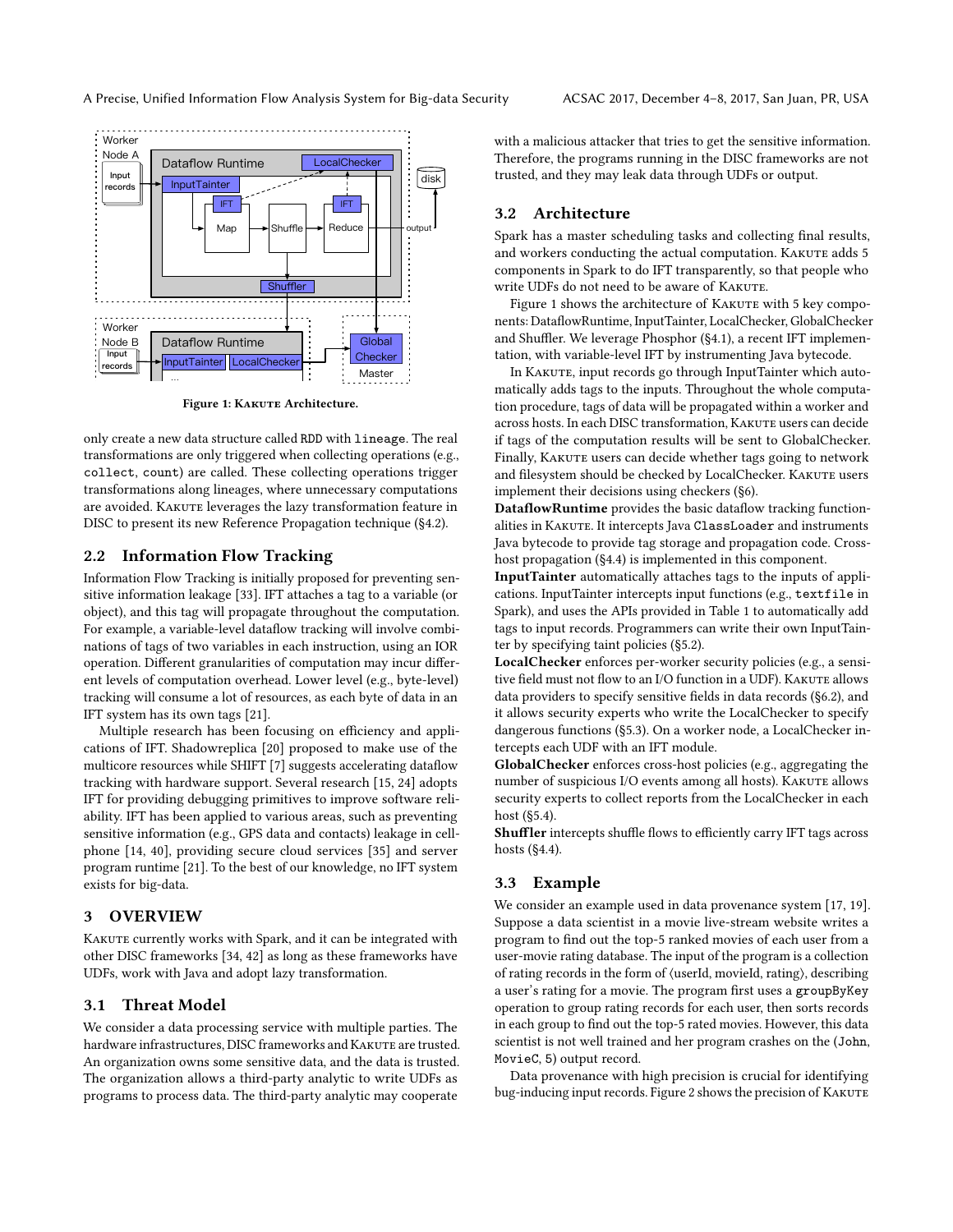Figure 1: Kakute Architecture.

only create a new data structure called RDD with `lineage`. The real transformations are only triggered when collecting operations (e.g., `collect`, `count`) are called. These collecting operations trigger transformations along lineages, where unnecessary computations are avoided. Kakute leverages the lazy transformation feature in DISC to present its new Reference Propagation technique (§4.2).

## 2.2 Information Flow Tracking

Information Flow Tracking is initially proposed for preventing sensitive information leakage [33]. IFT attaches a tag to a variable (or object), and this tag will propagate throughout the computation. For example, a variable-level dataflow tracking will involve combinations of tags of two variables in each instruction, using an IOR operation. Different granularities of computation may incur different levels of computation overhead. Lower level (e.g., byte-level) tracking will consume a lot of resources, as each byte of data in an IFT system has its own tags [21].

Multiple research has been focusing on efficiency and applications of IFT. Shadowreplica [20] proposed to make use of the multicore resources while SHIFT [7] suggests accelerating dataflow tracking with hardware support. Several research [15, 24] adopts IFT for providing debugging primitives to improve software reliability. IFT has been applied to various areas, such as preventing sensitive information (e.g., GPS data and contacts) leakage in cellphone [14, 40], providing secure cloud services [35] and server program runtime [21]. To the best of our knowledge, no IFT system exists for big-data.

# 3 OVERVIEW

Kakute currently works with Spark, and it can be integrated with other DISC frameworks [34, 42] as long as these frameworks have UDFs, work with Java and adopt lazy transformation.

## 3.1 Threat Model

We consider a data processing service with multiple parties. The hardware infrastructures, DISC frameworks and Kakute are trusted. An organization owns some sensitive data, and the data is trusted. The organization allows a third-party analytic to write UDFs as programs to process data. The third-party analytic may cooperate with a malicious attacker that tries to get the sensitive information. Therefore, the programs running in the DISC frameworks are not trusted, and they may leak data through UDFs or output.

## 3.2 Architecture

Spark has a master scheduling tasks and collecting final results, and workers conducting the actual computation. Kakute adds 5 components in Spark to do IFT transparently, so that people who write UDFs do not need to be aware of Kakute.

Figure 1 shows the architecture of Kakute with 5 key components: DataflowRuntime, InputTainter, LocalChecker, GlobalChecker and Shuffler. We leverage Phosphor (§4.1), a recent IFT implementation, with variable-level IFT by instrumenting Java bytecode.

In Kakute, input records go through InputTainter which automatically adds tags to the inputs. Throughout the whole computation procedure, tags of data will be propagated within a worker and across hosts. In each DISC transformation, Kakute users can decide if tags of the computation results will be sent to GlobalChecker. Finally, Kakute users can decide whether tags going to network and filesystem should be checked by LocalChecker. Kakute users implement their decisions using checkers (§6).

**DataflowRuntime** provides the basic dataflow tracking functionalities in Kakute. It intercepts Java `ClassLoader` and instruments Java bytecode to provide tag storage and propagation code. Cross-host propagation (§4.4) is implemented in this component.

**InputTainter** automatically attaches tags to the inputs of applications. InputTainter intercepts input functions (e.g., `textfile` in Spark), and uses the APIs provided in Table 1 to automatically add tags to input records. Programmers can write their own InputTainter by specifying taint policies (§5.2).

**LocalChecker** enforces per-worker security policies (e.g., a sensitive field must not flow to an I/O function in a UDF). Kakute allows data providers to specify sensitive fields in data records (§6.2), and it allows security experts who write the LocalChecker to specify dangerous functions (§5.3). On a worker node, a LocalChecker intercepts each UDF with an IFT module.

**GlobalChecker** enforces cross-host policies (e.g., aggregating the number of suspicious I/O events among all hosts). Kakute allows security experts to collect reports from the LocalChecker in each host (§5.4).

**Shuffler** intercepts shuffle flows to efficiently carry IFT tags across hosts (§4.4).

## 3.3 Example

We consider an example used in data provenance system [17, 19]. Suppose a data scientist in a movie live-stream website writes a program to find out the top-5 ranked movies of each user from a user-movie rating database. The input of the program is a collection of rating records in the form of ⟨userId, movieId, rating⟩, describing a user's rating for a movie. The program first uses a `groupByKey` operation to group rating records for each user, then sorts records in each group to find out the top-5 rated movies. However, this data scientist is not well trained and her program crashes on the (`John`, `MovieC`, 5) output record.

Data provenance with high precision is crucial for identifying bug-inducing input records. Figure 2 shows the precision of Kakute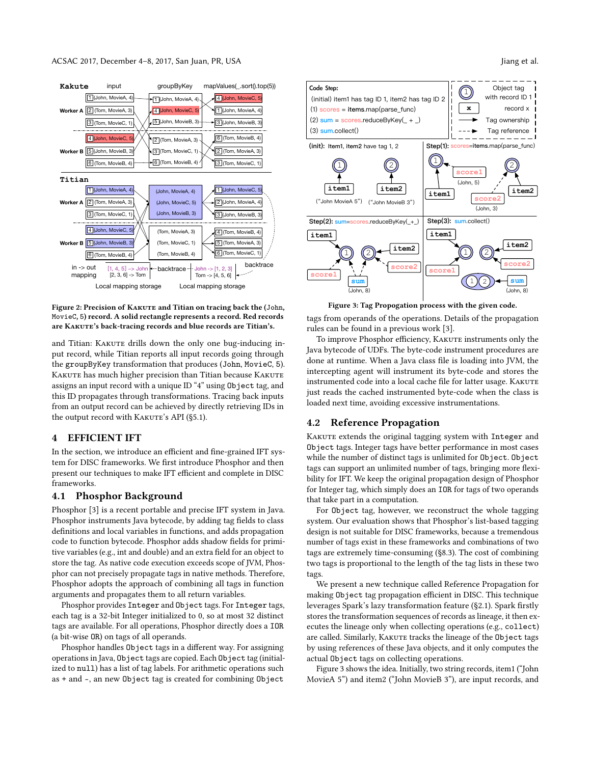**Figure 2: Precision of Kakute and Titian on tracing back the (John, MovieC, 5) record. A solid rectangle represents a record. Red records are Kakute's back-tracing records and blue records are Titian's.**

and Titian: Kakute drills down the only one bug-inducing input record, while Titian reports all input records going through the groupByKey transformation that produces (John, MovieC, 5). Kakute has much higher precision than Titian because Kakute assigns an input record with a unique ID "4" using Object tag, and this ID propagates through transformations. Tracing back inputs from an output record can be achieved by directly retrieving IDs in the output record with Kakute's API (§5.1).

## 4 EFFICIENT IFT

In the section, we introduce an efficient and fine-grained IFT system for DISC frameworks. We first introduce Phosphor and then present our techniques to make IFT efficient and complete in DISC frameworks.

### 4.1 Phosphor Background

Phosphor [3] is a recent portable and precise IFT system in Java. Phosphor instruments Java bytecode, by adding tag fields to class definitions and local variables in functions, and adds propagation code to function bytecode. Phosphor adds shadow fields for primitive variables (e.g., int and double) and an extra field for an object to store the tag. As native code execution exceeds scope of JVM, Phosphor can not precisely propagate tags in native methods. Therefore, Phosphor adopts the approach of combining all tags in function arguments and propagates them to all return variables.

Phosphor provides Integer and Object tags. For Integer tags, each tag is a 32-bit Integer initialized to 0, so at most 32 distinct tags are available. For all operations, Phosphor directly does a IOR (a bit-wise OR) on tags of all operands.

Phosphor handles Object tags in a different way. For assigning operations in Java, Object tags are copied. Each Object tag (initialized to null) has a list of tag labels. For arithmetic operations such as + and -, an new Object tag is created for combining Object tags from operands of the operations. Details of the propagation rules can be found in a previous work [3].

**Figure 3: Tag Propogation process with the given code.**

To improve Phosphor efficiency, Kakute instruments only the Java bytecode of UDFs. The byte-code instrument procedures are done at runtime. When a Java class file is loading into JVM, the intercepting agent will instrument its byte-code and stores the instrumented code into a local cache file for latter usage. Kakute just reads the cached instrumented byte-code when the class is loaded next time, avoiding excessive instrumentations.

### 4.2 Reference Propagation

Kakute extends the original tagging system with Integer and Object tags. Integer tags have better performance in most cases while the number of distinct tags is unlimited for Object. Object tags can support an unlimited number of tags, bringing more flexibility for IFT. We keep the original propagation design of Phosphor for Integer tag, which simply does an IOR for tags of two operands that take part in a computation.

For Object tag, however, we reconstruct the whole tagging system. Our evaluation shows that Phosphor's list-based tagging design is not suitable for DISC frameworks, because a tremendous number of tags exist in these frameworks and combinations of two tags are extremely time-consuming (§8.3). The cost of combining two tags is proportional to the length of the tag lists in these two tags.

We present a new technique called Reference Propagation for making Object tag propagation efficient in DISC. This technique leverages Spark's lazy transformation feature (§2.1). Spark firstly stores the transformation sequences of records as lineage, it then executes the lineage only when collecting operations (e.g., collect) are called. Similarly, Kakute tracks the lineage of the Object tags by using references of these Java objects, and it only computes the actual Object tags during collecting operations.

Figure 3 shows the idea. Initially, two string records, item1 ("John MovieA 5") and item2 ("John MovieB 3"), are input records, and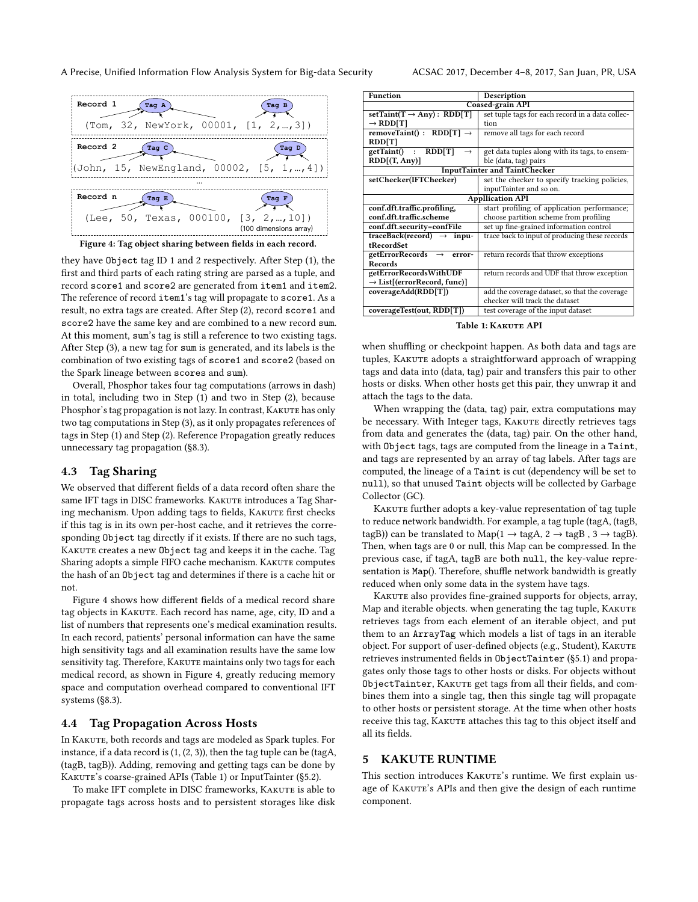Record 1: (Tom, 32, NewYork, 00001, [1, 2,…,3]) — Tag A, Tag B

Record 2: (John, 15, NewEngland, 00002, [5, 1,…,4]) — Tag C, Tag D

…

Record n: (Lee, 50, Texas, 000100, [3, 2,…,10]) — Tag E, Tag F (100 dimensions array)

**Figure 4: Tag object sharing between fields in each record.**

they have Object tag ID 1 and 2 respectively. After Step (1), the first and third parts of each rating string are parsed as a tuple, and record score1 and score2 are generated from item1 and item2. The reference of record item1's tag will propagate to score1. As a result, no extra tags are created. After Step (2), record score1 and score2 have the same key and are combined to a new record sum. At this moment, sum's tag is still a reference to two existing tags. After Step (3), a new tag for sum is generated, and its labels is the combination of two existing tags of score1 and score2 (based on the Spark lineage between scores and sum).

Overall, Phosphor takes four tag computations (arrows in dash) in total, including two in Step (1) and two in Step (2), because Phosphor's tag propagation is not lazy. In contrast, Kakute has only two tag computations in Step (3), as it only propagates references of tags in Step (1) and Step (2). Reference Propagation greatly reduces unnecessary tag propagation (§8.3).

## 4.3 Tag Sharing

We observed that different fields of a data record often share the same IFT tags in DISC frameworks. Kakute introduces a Tag Sharing mechanism. Upon adding tags to fields, Kakute first checks if this tag is in its own per-host cache, and it retrieves the corresponding Object tag directly if it exists. If there are no such tags, Kakute creates a new Object tag and keeps it in the cache. Tag Sharing adopts a simple FIFO cache mechanism. Kakute computes the hash of an Object tag and determines if there is a cache hit or not.

Figure 4 shows how different fields of a medical record share tag objects in Kakute. Each record has name, age, city, ID and a list of numbers that represents one's medical examination results. In each record, patients' personal information can have the same high sensitivity tags and all examination results have the same low sensitivity tag. Therefore, Kakute maintains only two tags for each medical record, as shown in Figure 4, greatly reducing memory space and computation overhead compared to conventional IFT systems (§8.3).

## 4.4 Tag Propagation Across Hosts

In Kakute, both records and tags are modeled as Spark tuples. For instance, if a data record is (1, (2, 3)), then the tag tuple can be (tagA, (tagB, tagB)). Adding, removing and getting tags can be done by Kakute's coarse-grained APIs (Table 1) or InputTainter (§5.2).

To make IFT complete in DISC frameworks, Kakute is able to propagate tags across hosts and to persistent storages like disk

| Function | Description |
|---|---|
| **Coased-grain API** | |
| **setTaint(T → Any) : RDD[T] → RDD[T]** | set tuple tags for each record in a data collection |
| **removeTaint() : RDD[T] → RDD[T]** | remove all tags for each record |
| **getTaint() : RDD[T] → RDD[(T, Any)]** | get data tuples along with its tags, to ensemble (data, tag) pairs |
| **InputTainter and TaintChecker** | |
| **setChecker(IFTChecker)** | set the checker to specify tracking policies, inputTainter and so on. |
| **Appllication API** | |
| **conf.dft.traffic.profiling, conf.dft.traffic.scheme** | start profiling of application performance; choose partition scheme from profiling |
| **conf.dft.security=confFile** | set up fine-grained information control |
| **traceBack(record) → inputRecordSet** | trace back to input of producing these records |
| **getErrorRecords → errorRecords** | return records that throw exceptions |
| **getErrorRecordsWithUDF → List[(errorRecord, func)]** | return records and UDF that throw exception |
| **coverageAdd(RDD[T])** | add the coverage dataset, so that the coverage checker will track the dataset |
| **coverageTest(out, RDD[T])** | test coverage of the input dataset |

**Table 1: Kakute API**

when shuffling or checkpoint happen. As both data and tags are tuples, Kakute adopts a straightforward approach of wrapping tags and data into (data, tag) pair and transfers this pair to other hosts or disks. When other hosts get this pair, they unwrap it and attach the tags to the data.

When wrapping the (data, tag) pair, extra computations may be necessary. With Integer tags, Kakute directly retrieves tags from data and generates the (data, tag) pair. On the other hand, with Object tags, tags are computed from the lineage in a Taint, and tags are represented by an array of tag labels. After tags are computed, the lineage of a Taint is cut (dependency will be set to null), so that unused Taint objects will be collected by Garbage Collector (GC).

Kakute further adopts a key-value representation of tag tuple to reduce network bandwidth. For example, a tag tuple (tagA, (tagB, tagB)) can be translated to Map(1 → tagA, 2 → tagB , 3 → tagB). Then, when tags are 0 or null, this Map can be compressed. In the previous case, if tagA, tagB are both null, the key-value representation is Map(). Therefore, shuffle network bandwidth is greatly reduced when only some data in the system have tags.

Kakute also provides fine-grained supports for objects, array, Map and iterable objects. when generating the tag tuple, Kakute retrieves tags from each element of an iterable object, and put them to an ArrayTag which models a list of tags in an iterable object. For support of user-defined objects (e.g., Student), Kakute retrieves instrumented fields in ObjectTainter (§5.1) and propagates only those tags to other hosts or disks. For objects without ObjectTainter, Kakute get tags from all their fields, and combines them into a single tag, then this single tag will propagate to other hosts or persistent storage. At the time when other hosts receive this tag, Kakute attaches this tag to this object itself and all its fields.

# 5 KAKUTE RUNTIME

This section introduces Kakute's runtime. We first explain usage of Kakute's APIs and then give the design of each runtime component.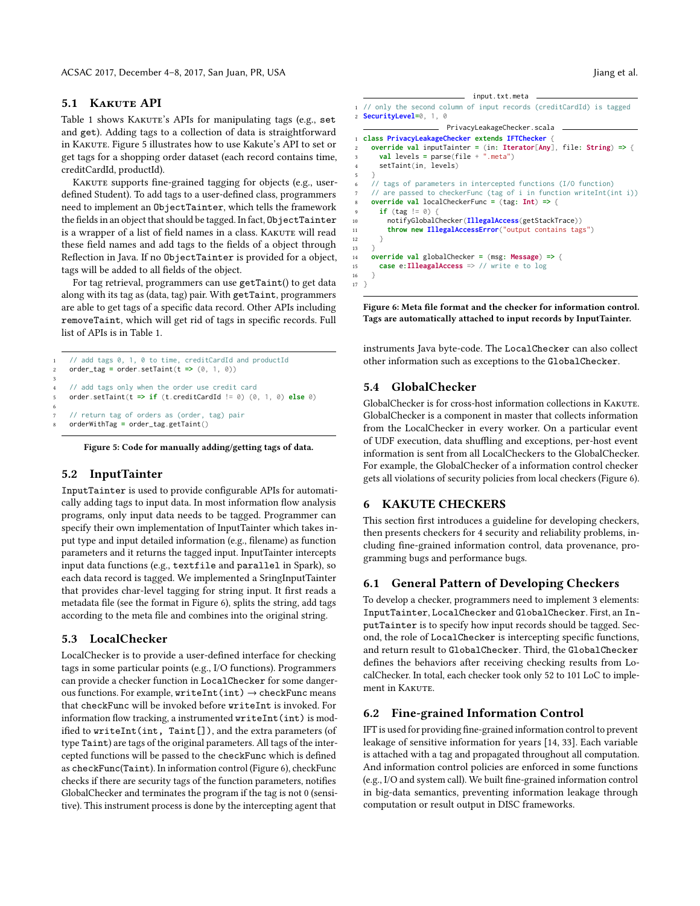### 5.1 Kakute API

Table 1 shows Kakute's APIs for manipulating tags (e.g., set and get). Adding tags to a collection of data is straightforward in Kakute. Figure 5 illustrates how to use Kakute's API to set or get tags for a shopping order dataset (each record contains time, creditCardId, productId).

Kakute supports fine-grained tagging for objects (e.g., user-defined Student). To add tags to a user-defined class, programmers need to implement an ObjectTainter, which tells the framework the fields in an object that should be tagged. In fact, ObjectTainter is a wrapper of a list of field names in a class. Kakute will read these field names and add tags to the fields of a object through Reflection in Java. If no ObjectTainter is provided for a object, tags will be added to all fields of the object.

For tag retrieval, programmers can use getTaint() to get data along with its tag as (data, tag) pair. With getTaint, programmers are able to get tags of a specific data record. Other APIs including removeTaint, which will get rid of tags in specific records. Full list of APIs is in Table 1.

```
1   // add tags 0, 1, 0 to time, creditCardId and productId
2   order_tag = order.setTaint(t => (0, 1, 0))
3
4   // add tags only when the order use credit card
5   order.setTaint(t => if (t.creditCardId != 0) (0, 1, 0) else 0)
6
7   // return tag of orders as (order, tag) pair
8   orderWithTag = order_tag.getTaint()
```

**Figure 5: Code for manually adding/getting tags of data.**

### 5.2 InputTainter

InputTainter is used to provide configurable APIs for automatically adding tags to input data. In most information flow analysis programs, only input data needs to be tagged. Programmer can specify their own implementation of InputTainter which takes input type and input detailed information (e.g., filename) as function parameters and it returns the tagged input. InputTainter intercepts input data functions (e.g., textfile and parallel in Spark), so each data record is tagged. We implemented a SringInputTainter that provides char-level tagging for string input. It first reads a metadata file (see the format in Figure 6), splits the string, add tags according to the meta file and combines into the original string.

### 5.3 LocalChecker

LocalChecker is to provide a user-defined interface for checking tags in some particular points (e.g., I/O functions). Programmers can provide a checker function in LocalChecker for some dangerous functions. For example, writeInt(int) → checkFunc means that checkFunc will be invoked before writeInt is invoked. For information flow tracking, a instrumented writeInt(int) is modified to writeInt(int, Taint[]), and the extra parameters (of type Taint) are tags of the original parameters. All tags of the intercepted functions will be passed to the checkFunc which is defined as checkFunc(Taint). In information control (Figure 6), checkFunc checks if there are security tags of the function parameters, notifies GlobalChecker and terminates the program if the tag is not 0 (sensitive). This instrument process is done by the intercepting agent that

```
input.txt.meta
1 // only the second column of input records (creditCardId) is tagged
2 SecurityLevel=0, 1, 0
```

```
PrivacyLeakageChecker.scala
1  class PrivacyLeakageChecker extends IFTChecker {
2    override val inputTainter = (in: Iterator[Any], file: String) => {
3      val levels = parse(file + ".meta")
4      setTaint(in, levels)
5    }
6    // tags of parameters in intercepted functions (I/O function)
7    // are passed to checkerFunc (tag of i in function writeInt(int i))
8    override val localCheckerFunc = (tag: Int) => {
9      if (tag != 0) {
10       notifyGlobalChecker(IllegalAccess(getStackTrace))
11       throw new IllegalAccessError("output contains tags")
12     }
13   }
14   override val globalChecker = (msg: Message) => {
15     case e:IlleagalAccess => // write e to log
16   }
17 }
```

**Figure 6: Meta file format and the checker for information control. Tags are automatically attached to input records by InputTainter.**

instruments Java byte-code. The LocalChecker can also collect other information such as exceptions to the GlobalChecker.

### 5.4 GlobalChecker

GlobalChecker is for cross-host information collections in Kakute. GlobalChecker is a component in master that collects information from the LocalChecker in every worker. On a particular event of UDF execution, data shuffling and exceptions, per-host event information is sent from all LocalCheckers to the GlobalChecker. For example, the GlobalChecker of a information control checker gets all violations of security policies from local checkers (Figure 6).

## 6 KAKUTE CHECKERS

This section first introduces a guideline for developing checkers, then presents checkers for 4 security and reliability problems, including fine-grained information control, data provenance, programming bugs and performance bugs.

### 6.1 General Pattern of Developing Checkers

To develop a checker, programmers need to implement 3 elements: InputTainter, LocalChecker and GlobalChecker. First, an InputTainter is to specify how input records should be tagged. Second, the role of LocalChecker is intercepting specific functions, and return result to GlobalChecker. Third, the GlobalChecker defines the behaviors after receiving checking results from LocalChecker. In total, each checker took only 52 to 101 LoC to implement in Kakute.

### 6.2 Fine-grained Information Control

IFT is used for providing fine-grained information control to prevent leakage of sensitive information for years [14, 33]. Each variable is attached with a tag and propagated throughout all computation. And information control policies are enforced in some functions (e.g., I/O and system call). We built fine-grained information control in big-data semantics, preventing information leakage through computation or result output in DISC frameworks.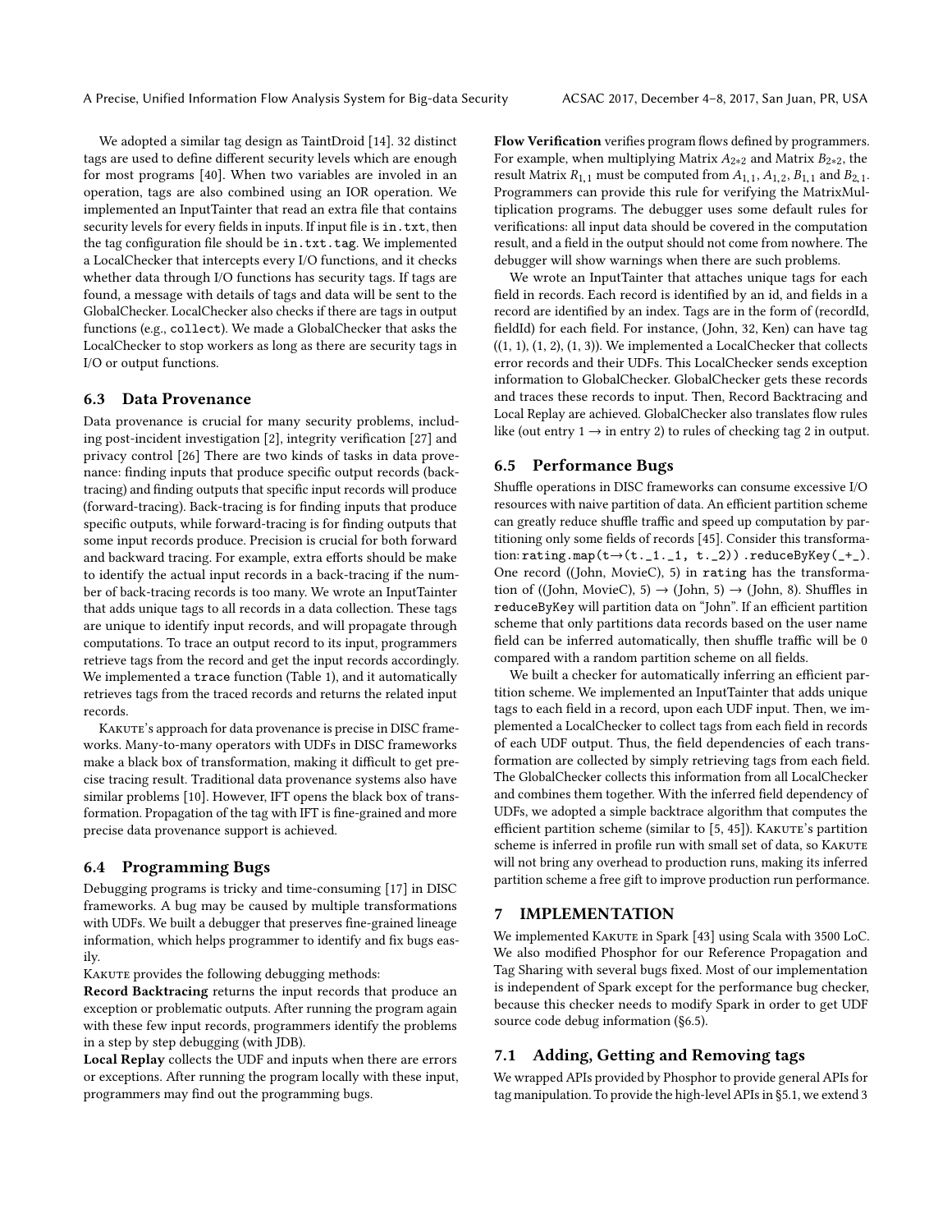We adopted a similar tag design as TaintDroid [14]. 32 distinct tags are used to define different security levels which are enough for most programs [40]. When two variables are involed in an operation, tags are also combined using an IOR operation. We implemented an InputTainter that read an extra file that contains security levels for every fields in inputs. If input file is `in.txt`, then the tag configuration file should be `in.txt.tag`. We implemented a LocalChecker that intercepts every I/O functions, and it checks whether data through I/O functions has security tags. If tags are found, a message with details of tags and data will be sent to the GlobalChecker. LocalChecker also checks if there are tags in output functions (e.g., `collect`). We made a GlobalChecker that asks the LocalChecker to stop workers as long as there are security tags in I/O or output functions.

## 6.3 Data Provenance

Data provenance is crucial for many security problems, including post-incident investigation [2], integrity verification [27] and privacy control [26] There are two kinds of tasks in data provenance: finding inputs that produce specific output records (back-tracing) and finding outputs that specific input records will produce (forward-tracing). Back-tracing is for finding inputs that produce specific outputs, while forward-tracing is for finding outputs that some input records produce. Precision is crucial for both forward and backward tracing. For example, extra efforts should be make to identify the actual input records in a back-tracing if the number of back-tracing records is too many. We wrote an InputTainter that adds unique tags to all records in a data collection. These tags are unique to identify input records, and will propagate through computations. To trace an output record to its input, programmers retrieve tags from the record and get the input records accordingly. We implemented a `trace` function (Table 1), and it automatically retrieves tags from the traced records and returns the related input records.

Kakute's approach for data provenance is precise in DISC frameworks. Many-to-many operators with UDFs in DISC frameworks make a black box of transformation, making it difficult to get precise tracing result. Traditional data provenance systems also have similar problems [10]. However, IFT opens the black box of transformation. Propagation of the tag with IFT is fine-grained and more precise data provenance support is achieved.

## 6.4 Programming Bugs

Debugging programs is tricky and time-consuming [17] in DISC frameworks. A bug may be caused by multiple transformations with UDFs. We built a debugger that preserves fine-grained lineage information, which helps programmer to identify and fix bugs easily.

Kakute provides the following debugging methods:

**Record Backtracing** returns the input records that produce an exception or problematic outputs. After running the program again with these few input records, programmers identify the problems in a step by step debugging (with JDB).

**Local Replay** collects the UDF and inputs when there are errors or exceptions. After running the program locally with these input, programmers may find out the programming bugs.

**Flow Verification** verifies program flows defined by programmers. For example, when multiplying Matrix $A_{2*2}$ and Matrix $B_{2*2}$, the result Matrix $R_{1,1}$ must be computed from $A_{1,1}$, $A_{1,2}$, $B_{1,1}$ and $B_{2,1}$. Programmers can provide this rule for verifying the MatrixMultiplication programs. The debugger uses some default rules for verifications: all input data should be covered in the computation result, and a field in the output should not come from nowhere. The debugger will show warnings when there are such problems.

We wrote an InputTainter that attaches unique tags for each field in records. Each record is identified by an id, and fields in a record are identified by an index. Tags are in the form of (recordId, fieldId) for each field. For instance, (John, 32, Ken) can have tag ((1, 1), (1, 2), (1, 3)). We implemented a LocalChecker that collects error records and their UDFs. This LocalChecker sends exception information to GlobalChecker. GlobalChecker gets these records and traces these records to input. Then, Record Backtracing and Local Replay are achieved. GlobalChecker also translates flow rules like (out entry 1 → in entry 2) to rules of checking tag 2 in output.

## 6.5 Performance Bugs

Shuffle operations in DISC frameworks can consume excessive I/O resources with naive partition of data. An efficient partition scheme can greatly reduce shuffle traffic and speed up computation by partitioning only some fields of records [45]. Consider this transformation: `rating.map(t→(t._1._1, t._2)).reduceByKey(_+_)`. One record ((John, MovieC), 5) in `rating` has the transformation of ((John, MovieC), 5) → (John, 5) → (John, 8). Shuffles in `reduceByKey` will partition data on "John". If an efficient partition scheme that only partitions data records based on the user name field can be inferred automatically, then shuffle traffic will be 0 compared with a random partition scheme on all fields.

We built a checker for automatically inferring an efficient partition scheme. We implemented an InputTainter that adds unique tags to each field in a record, upon each UDF input. Then, we implemented a LocalChecker to collect tags from each field in records of each UDF output. Thus, the field dependencies of each transformation are collected by simply retrieving tags from each field. The GlobalChecker collects this information from all LocalChecker and combines them together. With the inferred field dependency of UDFs, we adopted a simple backtrace algorithm that computes the efficient partition scheme (similar to [5, 45]). Kakute's partition scheme is inferred in profile run with small set of data, so Kakute will not bring any overhead to production runs, making its inferred partition scheme a free gift to improve production run performance.

# 7 IMPLEMENTATION

We implemented Kakute in Spark [43] using Scala with 3500 LoC. We also modified Phosphor for our Reference Propagation and Tag Sharing with several bugs fixed. Most of our implementation is independent of Spark except for the performance bug checker, because this checker needs to modify Spark in order to get UDF source code debug information (§6.5).

## 7.1 Adding, Getting and Removing tags

We wrapped APIs provided by Phosphor to provide general APIs for tag manipulation. To provide the high-level APIs in §5.1, we extend 3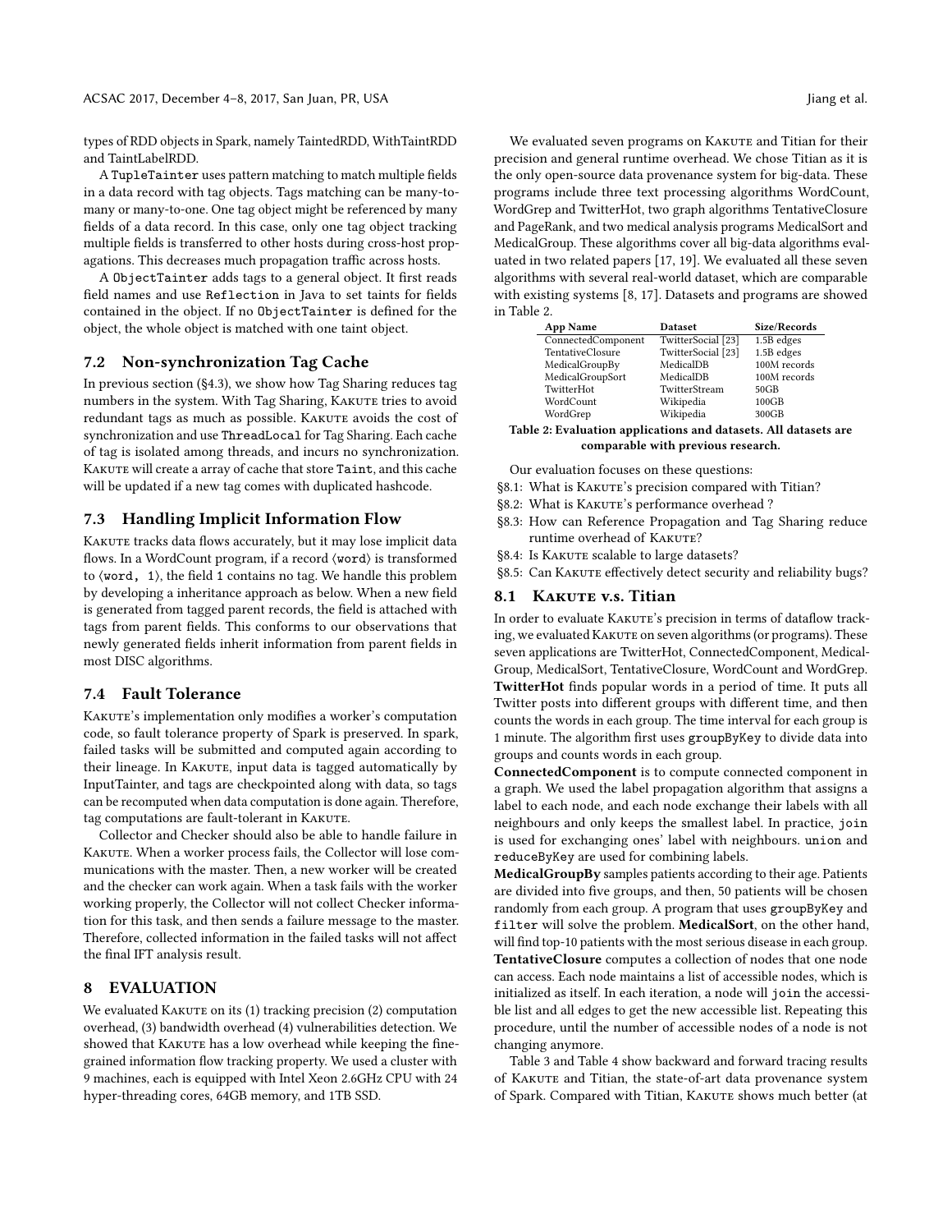types of RDD objects in Spark, namely TaintedRDD, WithTaintRDD and TaintLabelRDD.

A `TupleTainter` uses pattern matching to match multiple fields in a data record with tag objects. Tags matching can be many-to-many or many-to-one. One tag object might be referenced by many fields of a data record. In this case, only one tag object tracking multiple fields is transferred to other hosts during cross-host propagations. This decreases much propagation traffic across hosts.

A `ObjectTainter` adds tags to a general object. It first reads field names and use `Reflection` in Java to set taints for fields contained in the object. If no `ObjectTainter` is defined for the object, the whole object is matched with one taint object.

## 7.2 Non-synchronization Tag Cache

In previous section (§4.3), we show how Tag Sharing reduces tag numbers in the system. With Tag Sharing, Kakute tries to avoid redundant tags as much as possible. Kakute avoids the cost of synchronization and use `ThreadLocal` for Tag Sharing. Each cache of tag is isolated among threads, and incurs no synchronization. Kakute will create a array of cache that store `Taint`, and this cache will be updated if a new tag comes with duplicated hashcode.

## 7.3 Handling Implicit Information Flow

Kakute tracks data flows accurately, but it may lose implicit data flows. In a WordCount program, if a record ⟨`word`⟩ is transformed to ⟨`word, 1`⟩, the field `1` contains no tag. We handle this problem by developing a inheritance approach as below. When a new field is generated from tagged parent records, the field is attached with tags from parent fields. This conforms to our observations that newly generated fields inherit information from parent fields in most DISC algorithms.

## 7.4 Fault Tolerance

Kakute's implementation only modifies a worker's computation code, so fault tolerance property of Spark is preserved. In spark, failed tasks will be submitted and computed again according to their lineage. In Kakute, input data is tagged automatically by InputTainter, and tags are checkpointed along with data, so tags can be recomputed when data computation is done again. Therefore, tag computations are fault-tolerant in Kakute.

Collector and Checker should also be able to handle failure in Kakute. When a worker process fails, the Collector will lose communications with the master. Then, a new worker will be created and the checker can work again. When a task fails with the worker working properly, the Collector will not collect Checker information for this task, and then sends a failure message to the master. Therefore, collected information in the failed tasks will not affect the final IFT analysis result.

# 8 EVALUATION

We evaluated Kakute on its (1) tracking precision (2) computation overhead, (3) bandwidth overhead (4) vulnerabilities detection. We showed that Kakute has a low overhead while keeping the fine-grained information flow tracking property. We used a cluster with 9 machines, each is equipped with Intel Xeon 2.6GHz CPU with 24 hyper-threading cores, 64GB memory, and 1TB SSD.

We evaluated seven programs on Kakute and Titian for their precision and general runtime overhead. We chose Titian as it is the only open-source data provenance system for big-data. These programs include three text processing algorithms WordCount, WordGrep and TwitterHot, two graph algorithms TentativeClosure and PageRank, and two medical analysis programs MedicalSort and MedicalGroup. These algorithms cover all big-data algorithms evaluated in two related papers [17, 19]. We evaluated all these seven algorithms with several real-world dataset, which are comparable with existing systems [8, 17]. Datasets and programs are showed in Table 2.

| App Name | Dataset | Size/Records |
|---|---|---|
| ConnectedComponent | TwitterSocial [23] | 1.5B edges |
| TentativeClosure | TwitterSocial [23] | 1.5B edges |
| MedicalGroupBy | MedicalDB | 100M records |
| MedicalGroupSort | MedicalDB | 100M records |
| TwitterHot | TwitterStream | 50GB |
| WordCount | Wikipedia | 100GB |
| WordGrep | Wikipedia | 300GB |

**Table 2: Evaluation applications and datasets. All datasets are comparable with previous research.**

Our evaluation focuses on these questions:

§8.1: What is Kakute's precision compared with Titian?
§8.2: What is Kakute's performance overhead ?
§8.3: How can Reference Propagation and Tag Sharing reduce runtime overhead of Kakute?
§8.4: Is Kakute scalable to large datasets?
§8.5: Can Kakute effectively detect security and reliability bugs?

## 8.1 Kakute v.s. Titian

In order to evaluate Kakute's precision in terms of dataflow tracking, we evaluated Kakute on seven algorithms (or programs). These seven applications are TwitterHot, ConnectedComponent, MedicalGroup, MedicalSort, TentativeClosure, WordCount and WordGrep.
**TwitterHot** finds popular words in a period of time. It puts all Twitter posts into different groups with different time, and then counts the words in each group. The time interval for each group is 1 minute. The algorithm first uses `groupByKey` to divide data into groups and counts words in each group.
**ConnectedComponent** is to compute connected component in a graph. We used the label propagation algorithm that assigns a label to each node, and each node exchange their labels with all neighbours and only keeps the smallest label. In practice, `join` is used for exchanging ones' label with neighbours. `union` and `reduceByKey` are used for combining labels.
**MedicalGroupBy** samples patients according to their age. Patients are divided into five groups, and then, 50 patients will be chosen randomly from each group. A program that uses `groupByKey` and `filter` will solve the problem. **MedicalSort**, on the other hand, will find top-10 patients with the most serious disease in each group.
**TentativeClosure** computes a collection of nodes that one node can access. Each node maintains a list of accessible nodes, which is initialized as itself. In each iteration, a node will `join` the accessible list and all edges to get the new accessible list. Repeating this procedure, until the number of accessible nodes of a node is not changing anymore.

Table 3 and Table 4 show backward and forward tracing results of Kakute and Titian, the state-of-art data provenance system of Spark. Compared with Titian, Kakute shows much better (at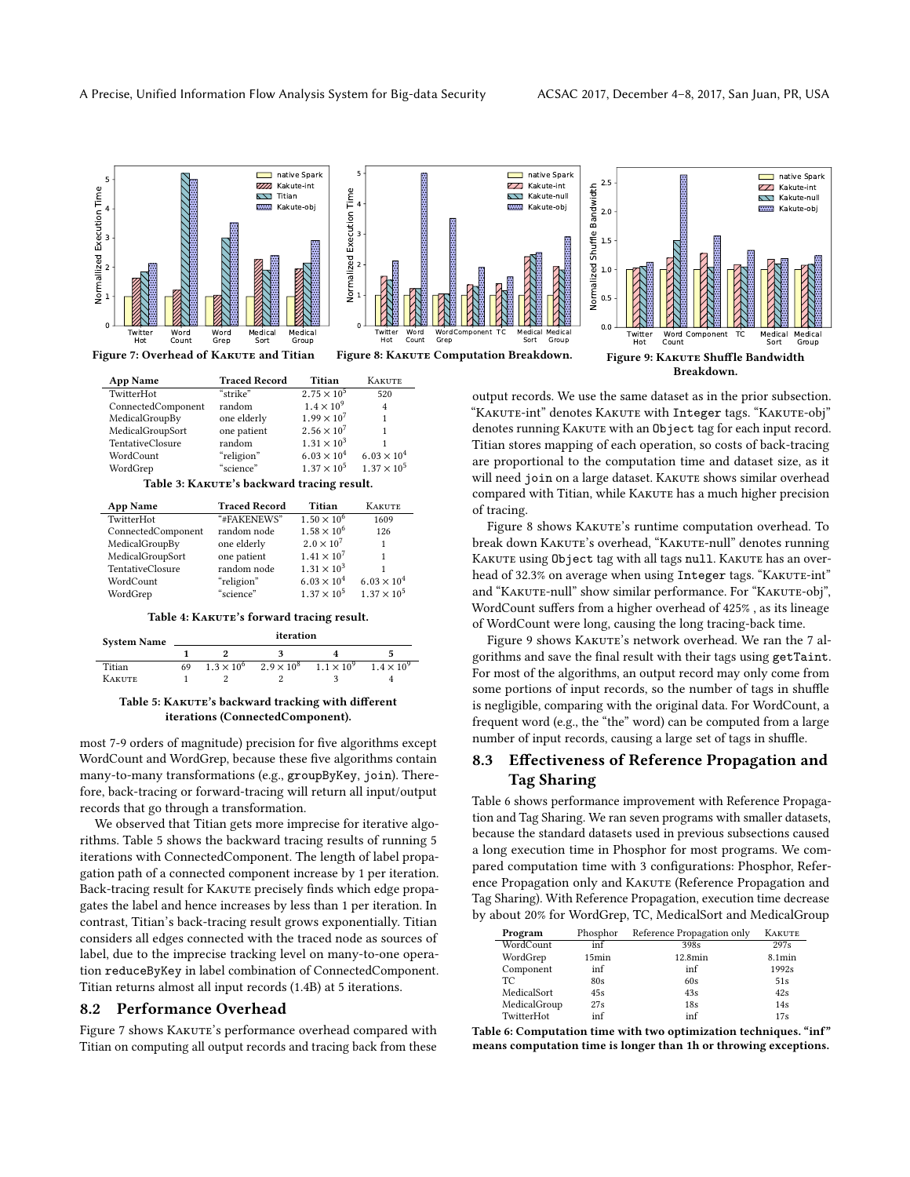Figure 7: Overhead of Kakute and Titian

Figure 8: Kakute Computation Breakdown.

Figure 9: Kakute Shuffle Bandwidth Breakdown.

| App Name | Traced Record | Titian | Kakute |
|---|---|---|---|
| TwitterHot | "strike" | $2.75 \times 10^5$ | 520 |
| ConnectedComponent | random | $1.4 \times 10^9$ | 4 |
| MedicalGroupBy | one elderly | $1.99 \times 10^7$ | 1 |
| MedicalGroupSort | one patient | $2.56 \times 10^7$ | 1 |
| TentativeClosure | random | $1.31 \times 10^3$ | 1 |
| WordCount | "religion" | $6.03 \times 10^4$ | $6.03 \times 10^4$ |
| WordGrep | "science" | $1.37 \times 10^5$ | $1.37 \times 10^5$ |

Table 3: Kakute's backward tracing result.

| App Name | Traced Record | Titian | Kakute |
|---|---|---|---|
| TwitterHot | "#FAKENEWS" | $1.50 \times 10^6$ | 1609 |
| ConnectedComponent | random node | $1.58 \times 10^6$ | 126 |
| MedicalGroupBy | one elderly | $2.0 \times 10^7$ | 1 |
| MedicalGroupSort | one patient | $1.41 \times 10^7$ | 1 |
| TentativeClosure | random node | $1.31 \times 10^3$ | 1 |
| WordCount | "religion" | $6.03 \times 10^4$ | $6.03 \times 10^4$ |
| WordGrep | "science" | $1.37 \times 10^5$ | $1.37 \times 10^5$ |

Table 4: Kakute's forward tracing result.

| System Name | iteration | | | | |
|---|---|---|---|---|---|
| | 1 | 2 | 3 | 4 | 5 |
| Titian | 69 | $1.3 \times 10^6$ | $2.9 \times 10^8$ | $1.1 \times 10^9$ | $1.4 \times 10^9$ |
| Kakute | 1 | 2 | 2 | 3 | 4 |

Table 5: Kakute's backward tracking with different iterations (ConnectedComponent).

most 7-9 orders of magnitude) precision for five algorithms except WordCount and WordGrep, because these five algorithms contain many-to-many transformations (e.g., `groupByKey`, `join`). Therefore, back-tracing or forward-tracing will return all input/output records that go through a transformation.

We observed that Titian gets more imprecise for iterative algorithms. Table 5 shows the backward tracing results of running 5 iterations with ConnectedComponent. The length of label propagation path of a connected component increase by 1 per iteration. Back-tracing result for Kakute precisely finds which edge propagates the label and hence increases by less than 1 per iteration. In contrast, Titian's back-tracing result grows exponentially. Titian considers all edges connected with the traced node as sources of label, due to the imprecise tracking level on many-to-one operation `reduceByKey` in label combination of ConnectedComponent. Titian returns almost all input records (1.4B) at 5 iterations.

## 8.2 Performance Overhead

Figure 7 shows Kakute's performance overhead compared with Titian on computing all output records and tracing back from these output records. We use the same dataset as in the prior subsection. "Kakute-int" denotes Kakute with `Integer` tags. "Kakute-obj" denotes running Kakute with an `Object` tag for each input record. Titian stores mapping of each operation, so costs of back-tracing are proportional to the computation time and dataset size, as it will need `join` on a large dataset. Kakute shows similar overhead compared with Titian, while Kakute has a much higher precision of tracing.

Figure 8 shows Kakute's runtime computation overhead. To break down Kakute's overhead, "Kakute-null" denotes running Kakute using `Object` tag with all tags `null`. Kakute has an overhead of 32.3% on average when using `Integer` tags. "Kakute-int" and "Kakute-null" show similar performance. For "Kakute-obj", WordCount suffers from a higher overhead of 425% , as its lineage of WordCount were long, causing the long tracing-back time.

Figure 9 shows Kakute's network overhead. We ran the 7 algorithms and save the final result with their tags using `getTaint`. For most of the algorithms, an output record may only come from some portions of input records, so the number of tags in shuffle is negligible, comparing with the original data. For WordCount, a frequent word (e.g., the "the" word) can be computed from a large number of input records, causing a large set of tags in shuffle.

## 8.3 Effectiveness of Reference Propagation and Tag Sharing

Table 6 shows performance improvement with Reference Propagation and Tag Sharing. We ran seven programs with smaller datasets, because the standard datasets used in previous subsections caused a long execution time in Phosphor for most programs. We compared computation time with 3 configurations: Phosphor, Reference Propagation only and Kakute (Reference Propagation and Tag Sharing). With Reference Propagation, execution time decrease by about 20% for WordGrep, TC, MedicalSort and MedicalGroup

| Program | Phosphor | Reference Propagation only | Kakute |
|---|---|---|---|
| WordCount | inf | 398s | 297s |
| WordGrep | 15min | 12.8min | 8.1min |
| Component | inf | inf | 1992s |
| TC | 80s | 60s | 51s |
| MedicalSort | 45s | 43s | 42s |
| MedicalGroup | 27s | 18s | 14s |
| TwitterHot | inf | inf | 17s |

Table 6: Computation time with two optimization techniques. "inf" means computation time is longer than 1h or throwing exceptions.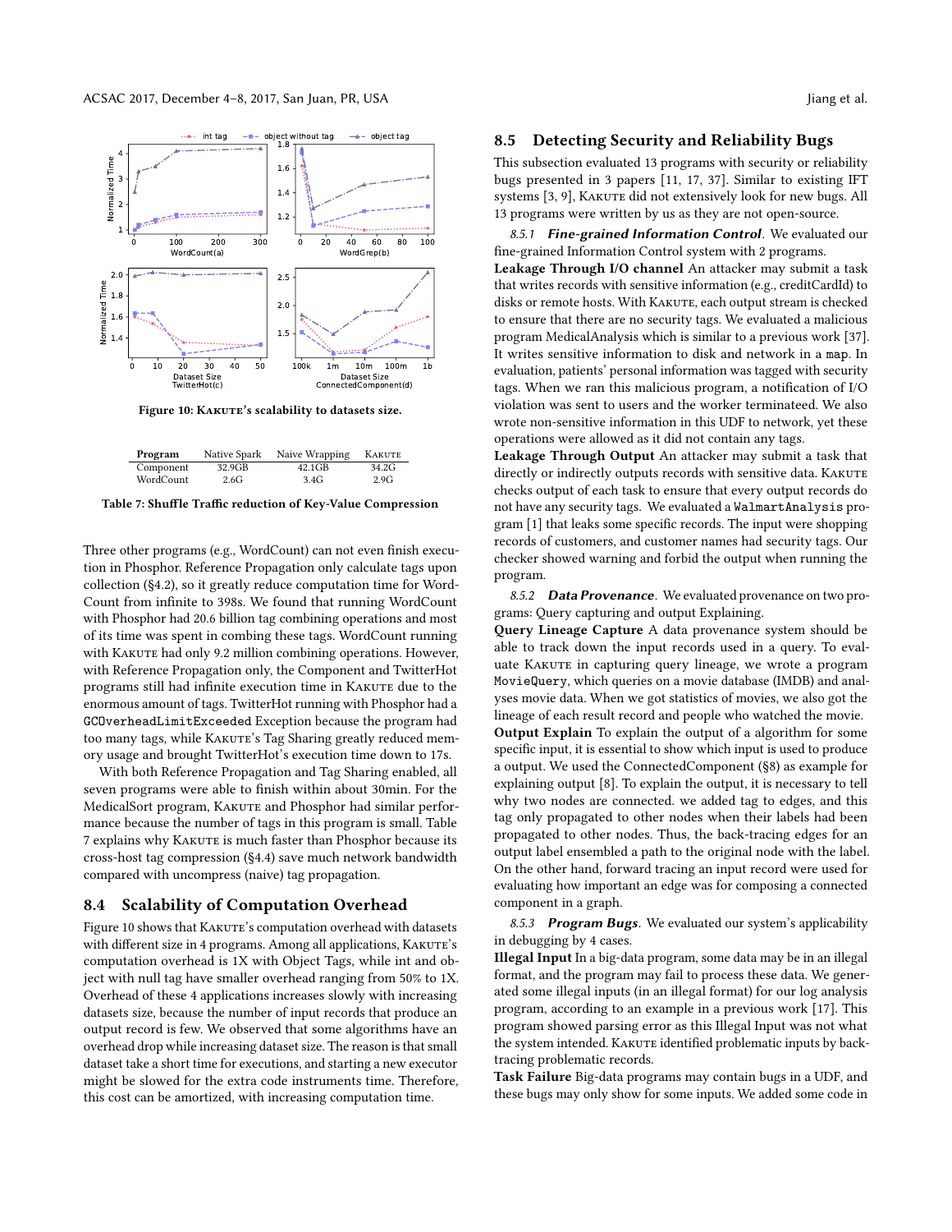Figure 10: Kakute's scalability to datasets size.

| Program | Native Spark | Naive Wrapping | Kakute |
|---|---|---|---|
| Component | 32.9GB | 42.1GB | 34.2G |
| WordCount | 2.6G | 3.4G | 2.9G |

Table 7: Shuffle Traffic reduction of Key-Value Compression

Three other programs (e.g., WordCount) can not even finish execution in Phosphor. Reference Propagation only calculate tags upon collection (§4.2), so it greatly reduce computation time for WordCount from infinite to 398s. We found that running WordCount with Phosphor had 20.6 billion tag combining operations and most of its time was spent in combing these tags. WordCount running with Kakute had only 9.2 million combining operations. However, with Reference Propagation only, the Component and TwitterHot programs still had infinite execution time in Kakute due to the enormous amount of tags. TwitterHot running with Phosphor had a `GCOverheadLimitExceeded` Exception because the program had too many tags, while Kakute's Tag Sharing greatly reduced memory usage and brought TwitterHot's execution time down to 17s.

With both Reference Propagation and Tag Sharing enabled, all seven programs were able to finish within about 30min. For the MedicalSort program, Kakute and Phosphor had similar performance because the number of tags in this program is small. Table 7 explains why Kakute is much faster than Phosphor because its cross-host tag compression (§4.4) save much network bandwidth compared with uncompress (naive) tag propagation.

## 8.4 Scalability of Computation Overhead

Figure 10 shows that Kakute's computation overhead with datasets with different size in 4 programs. Among all applications, Kakute's computation overhead is 1X with Object Tags, while int and object with null tag have smaller overhead ranging from 50% to 1X. Overhead of these 4 applications increases slowly with increasing datasets size, because the number of input records that produce an output record is few. We observed that some algorithms have an overhead drop while increasing dataset size. The reason is that small dataset take a short time for executions, and starting a new executor might be slowed for the extra code instruments time. Therefore, this cost can be amortized, with increasing computation time.

## 8.5 Detecting Security and Reliability Bugs

This subsection evaluated 13 programs with security or reliability bugs presented in 3 papers [11, 17, 37]. Similar to existing IFT systems [3, 9], Kakute did not extensively look for new bugs. All 13 programs were written by us as they are not open-source.

### 8.5.1 *Fine-grained Information Control*.

We evaluated our fine-grained Information Control system with 2 programs.

**Leakage Through I/O channel** An attacker may submit a task that writes records with sensitive information (e.g., creditCardId) to disks or remote hosts. With Kakute, each output stream is checked to ensure that there are no security tags. We evaluated a malicious program MedicalAnalysis which is similar to a previous work [37]. It writes sensitive information to disk and network in a `map`. In evaluation, patients' personal information was tagged with security tags. When we ran this malicious program, a notification of I/O violation was sent to users and the worker terminateed. We also wrote non-sensitive information in this UDF to network, yet these operations were allowed as it did not contain any tags.

**Leakage Through Output** An attacker may submit a task that directly or indirectly outputs records with sensitive data. Kakute checks output of each task to ensure that every output records do not have any security tags. We evaluated a `WalmartAnalysis` program [1] that leaks some specific records. The input were shopping records of customers, and customer names had security tags. Our checker showed warning and forbid the output when running the program.

### 8.5.2 *Data Provenance*.

We evaluated provenance on two programs: Query capturing and output Explaining.

**Query Lineage Capture** A data provenance system should be able to track down the input records used in a query. To evaluate Kakute in capturing query lineage, we wrote a program `MovieQuery`, which queries on a movie database (IMDB) and analyses movie data. When we got statistics of movies, we also got the lineage of each result record and people who watched the movie.

**Output Explain** To explain the output of a algorithm for some specific input, it is essential to show which input is used to produce a output. We used the ConnectedComponent (§8) as example for explaining output [8]. To explain the output, it is necessary to tell why two nodes are connected. we added tag to edges, and this tag only propagated to other nodes when their labels had been propagated to other nodes. Thus, the back-tracing edges for an output label ensembled a path to the original node with the label. On the other hand, forward tracing an input record were used for evaluating how important an edge was for composing a connected component in a graph.

### 8.5.3 *Program Bugs*.

We evaluated our system's applicability in debugging by 4 cases.

**Illegal Input** In a big-data program, some data may be in an illegal format, and the program may fail to process these data. We generated some illegal inputs (in an illegal format) for our log analysis program, according to an example in a previous work [17]. This program showed parsing error as this Illegal Input was not what the system intended. Kakute identified problematic inputs by back-tracing problematic records.

**Task Failure** Big-data programs may contain bugs in a UDF, and these bugs may only show for some inputs. We added some code in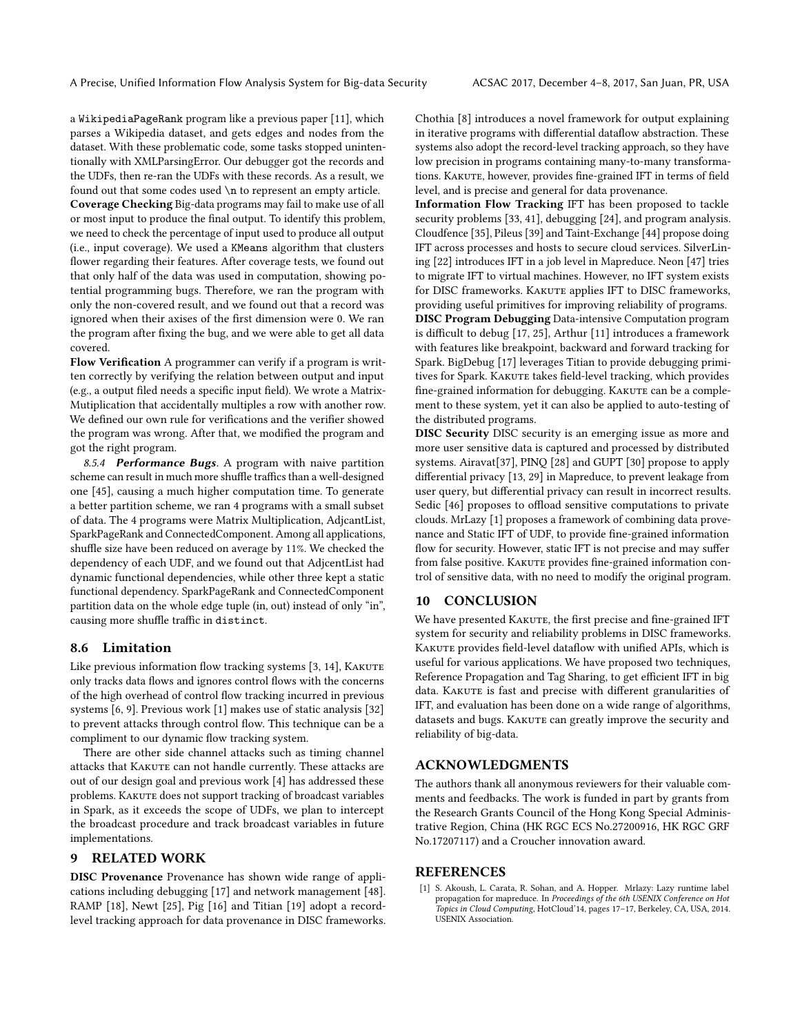a `WikipediaPageRank` program like a previous paper [11], which parses a Wikipedia dataset, and gets edges and nodes from the dataset. With these problematic code, some tasks stopped unintentionally with XMLParsingError. Our debugger got the records and the UDFs, then re-ran the UDFs with these records. As a result, we found out that some codes used `\n` to represent an empty article.

**Coverage Checking** Big-data programs may fail to make use of all or most input to produce the final output. To identify this problem, we need to check the percentage of input used to produce all output (i.e., input coverage). We used a `KMeans` algorithm that clusters flower regarding their features. After coverage tests, we found out that only half of the data was used in computation, showing potential programming bugs. Therefore, we ran the program with only the non-covered result, and we found out that a record was ignored when their axises of the first dimension were 0. We ran the program after fixing the bug, and we were able to get all data covered.

**Flow Verification** A programmer can verify if a program is written correctly by verifying the relation between output and input (e.g., a output filed needs a specific input field). We wrote a Matrix-Mutiplication that accidentally multiples a row with another row. We defined our own rule for verifications and the verifier showed the program was wrong. After that, we modified the program and got the right program.

*8.5.4* ***Performance Bugs***. A program with naive partition scheme can result in much more shuffle traffics than a well-designed one [45], causing a much higher computation time. To generate a better partition scheme, we ran 4 programs with a small subset of data. The 4 programs were Matrix Multiplication, AdjcantList, SparkPageRank and ConnectedComponent. Among all applications, shuffle size have been reduced on average by 11%. We checked the dependency of each UDF, and we found out that AdjcentList had dynamic functional dependencies, while other three kept a static functional dependency. SparkPageRank and ConnectedComponent partition data on the whole edge tuple (in, out) instead of only "in", causing more shuffle traffic in `distinct`.

## 8.6 Limitation

Like previous information flow tracking systems [3, 14], Kakute only tracks data flows and ignores control flows with the concerns of the high overhead of control flow tracking incurred in previous systems [6, 9]. Previous work [1] makes use of static analysis [32] to prevent attacks through control flow. This technique can be a compliment to our dynamic flow tracking system.

There are other side channel attacks such as timing channel attacks that Kakute can not handle currently. These attacks are out of our design goal and previous work [4] has addressed these problems. Kakute does not support tracking of broadcast variables in Spark, as it exceeds the scope of UDFs, we plan to intercept the broadcast procedure and track broadcast variables in future implementations.

# 9 RELATED WORK

**DISC Provenance** Provenance has shown wide range of applications including debugging [17] and network management [48]. RAMP [18], Newt [25], Pig [16] and Titian [19] adopt a record-level tracking approach for data provenance in DISC frameworks. Chothia [8] introduces a novel framework for output explaining in iterative programs with differential dataflow abstraction. These systems also adopt the record-level tracking approach, so they have low precision in programs containing many-to-many transformations. Kakute, however, provides fine-grained IFT in terms of field level, and is precise and general for data provenance.

**Information Flow Tracking** IFT has been proposed to tackle security problems [33, 41], debugging [24], and program analysis. Cloudfence [35], Pileus [39] and Taint-Exchange [44] propose doing IFT across processes and hosts to secure cloud services. SilverLining [22] introduces IFT in a job level in Mapreduce. Neon [47] tries to migrate IFT to virtual machines. However, no IFT system exists for DISC frameworks. Kakute applies IFT to DISC frameworks, providing useful primitives for improving reliability of programs.

**DISC Program Debugging** Data-intensive Computation program is difficult to debug [17, 25], Arthur [11] introduces a framework with features like breakpoint, backward and forward tracking for Spark. BigDebug [17] leverages Titian to provide debugging primitives for Spark. Kakute takes field-level tracking, which provides fine-grained information for debugging. Kakute can be a complement to these system, yet it can also be applied to auto-testing of the distributed programs.

**DISC Security** DISC security is an emerging issue as more and more user sensitive data is captured and processed by distributed systems. Airavat[37], PINQ [28] and GUPT [30] propose to apply differential privacy [13, 29] in Mapreduce, to prevent leakage from user query, but differential privacy can result in incorrect results. Sedic [46] proposes to offload sensitive computations to private clouds. MrLazy [1] proposes a framework of combining data provenance and Static IFT of UDF, to provide fine-grained information flow for security. However, static IFT is not precise and may suffer from false positive. Kakute provides fine-grained information control of sensitive data, with no need to modify the original program.

# 10 CONCLUSION

We have presented Kakute, the first precise and fine-grained IFT system for security and reliability problems in DISC frameworks. Kakute provides field-level dataflow with unified APIs, which is useful for various applications. We have proposed two techniques, Reference Propagation and Tag Sharing, to get efficient IFT in big data. Kakute is fast and precise with different granularities of IFT, and evaluation has been done on a wide range of algorithms, datasets and bugs. Kakute can greatly improve the security and reliability of big-data.

# ACKNOWLEDGMENTS

The authors thank all anonymous reviewers for their valuable comments and feedbacks. The work is funded in part by grants from the Research Grants Council of the Hong Kong Special Administrative Region, China (HK RGC ECS No.27200916, HK RGC GRF No.17207117) and a Croucher innovation award.

# REFERENCES

[1] S. Akoush, L. Carata, R. Sohan, and A. Hopper. Mrlazy: Lazy runtime label propagation for mapreduce. In *Proceedings of the 6th USENIX Conference on Hot Topics in Cloud Computing*, HotCloud'14, pages 17–17, Berkeley, CA, USA, 2014. USENIX Association.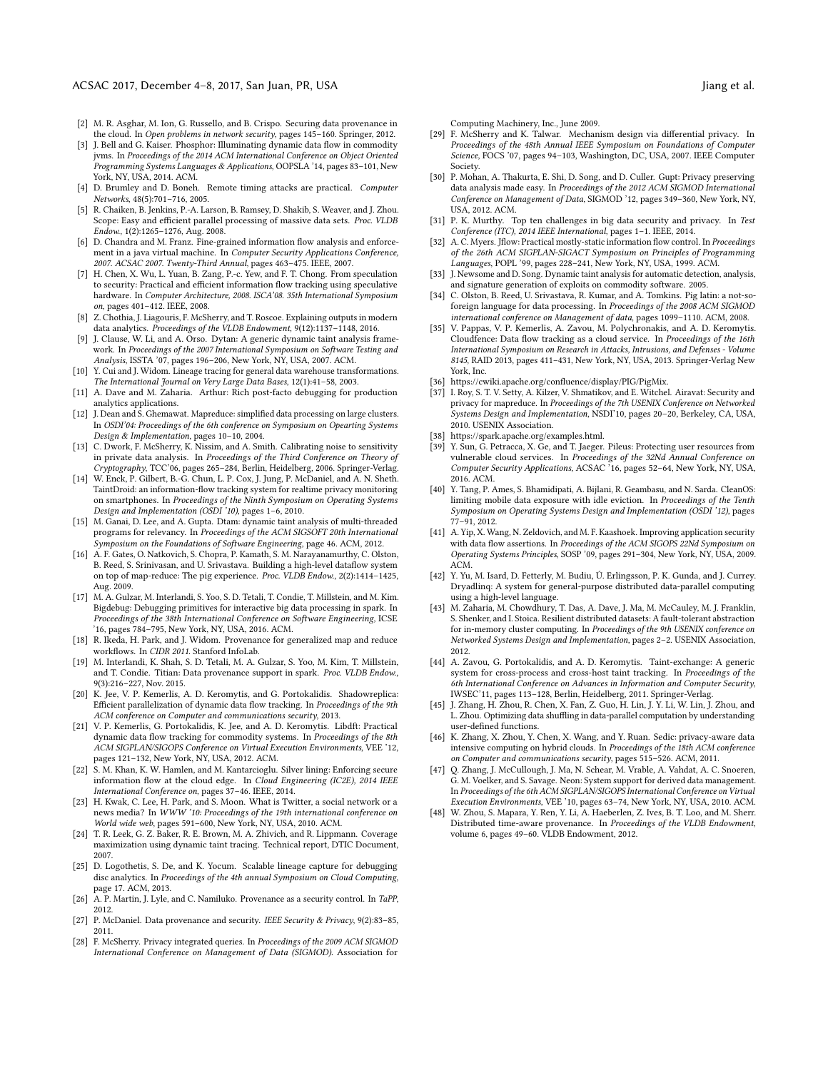[2] M. R. Asghar, M. Ion, G. Russello, and B. Crispo. Securing data provenance in the cloud. In *Open problems in network security*, pages 145–160. Springer, 2012.

[3] J. Bell and G. Kaiser. Phosphor: Illuminating dynamic data flow in commodity jvms. In *Proceedings of the 2014 ACM International Conference on Object Oriented Programming Systems Languages & Applications*, OOPSLA '14, pages 83–101, New York, NY, USA, 2014. ACM.

[4] D. Brumley and D. Boneh. Remote timing attacks are practical. *Computer Networks*, 48(5):701–716, 2005.

[5] R. Chaiken, B. Jenkins, P.-A. Larson, B. Ramsey, D. Shakib, S. Weaver, and J. Zhou. Scope: Easy and efficient parallel processing of massive data sets. *Proc. VLDB Endow.*, 1(2):1265–1276, Aug. 2008.

[6] D. Chandra and M. Franz. Fine-grained information flow analysis and enforcement in a java virtual machine. In *Computer Security Applications Conference, 2007. ACSAC 2007. Twenty-Third Annual*, pages 463–475. IEEE, 2007.

[7] H. Chen, X. Wu, L. Yuan, B. Zang, P.-c. Yew, and F. T. Chong. From speculation to security: Practical and efficient information flow tracking using speculative hardware. In *Computer Architecture, 2008. ISCA'08. 35th International Symposium on*, pages 401–412. IEEE, 2008.

[8] Z. Chothia, J. Liagouris, F. McSherry, and T. Roscoe. Explaining outputs in modern data analytics. *Proceedings of the VLDB Endowment*, 9(12):1137–1148, 2016.

[9] J. Clause, W. Li, and A. Orso. Dytan: A generic dynamic taint analysis framework. In *Proceedings of the 2007 International Symposium on Software Testing and Analysis*, ISSTA '07, pages 196–206, New York, NY, USA, 2007. ACM.

[10] Y. Cui and J. Widom. Lineage tracing for general data warehouse transformations. *The International Journal on Very Large Data Bases*, 12(1):41–58, 2003.

[11] A. Dave and M. Zaharia. Arthur: Rich post-facto debugging for production analytics applications.

[12] J. Dean and S. Ghemawat. Mapreduce: simplified data processing on large clusters. In *OSDI'04: Proceedings of the 6th conference on Symposium on Opearting Systems Design & Implementation*, pages 10–10, 2004.

[13] C. Dwork, F. McSherry, K. Nissim, and A. Smith. Calibrating noise to sensitivity in private data analysis. In *Proceedings of the Third Conference on Theory of Cryptography*, TCC'06, pages 265–284, Berlin, Heidelberg, 2006. Springer-Verlag.

[14] W. Enck, P. Gilbert, B.-G. Chun, L. P. Cox, J. Jung, P. McDaniel, and A. N. Sheth. TaintDroid: an information-flow tracking system for realtime privacy monitoring on smartphones. In *Proceedings of the Ninth Symposium on Operating Systems Design and Implementation (OSDI '10)*, pages 1–6, 2010.

[15] M. Ganai, D. Lee, and A. Gupta. Dtam: dynamic taint analysis of multi-threaded programs for relevancy. In *Proceedings of the ACM SIGSOFT 20th International Symposium on the Foundations of Software Engineering*, page 46. ACM, 2012.

[16] A. F. Gates, O. Natkovich, S. Chopra, P. Kamath, S. M. Narayanamurthy, C. Olston, B. Reed, S. Srinivasan, and U. Srivastava. Building a high-level dataflow system on top of map-reduce: The pig experience. *Proc. VLDB Endow.*, 2(2):1414–1425, Aug. 2009.

[17] M. A. Gulzar, M. Interlandi, S. Yoo, S. D. Tetali, T. Condie, T. Millstein, and M. Kim. Bigdebug: Debugging primitives for interactive big data processing in spark. In *Proceedings of the 38th International Conference on Software Engineering*, ICSE '16, pages 784–795, New York, NY, USA, 2016. ACM.

[18] R. Ikeda, H. Park, and J. Widom. Provenance for generalized map and reduce workflows. In *CIDR 2011*. Stanford InfoLab.

[19] M. Interlandi, K. Shah, S. D. Tetali, M. A. Gulzar, S. Yoo, M. Kim, T. Millstein, and T. Condie. Titian: Data provenance support in spark. *Proc. VLDB Endow.*, 9(3):216–227, Nov. 2015.

[20] K. Jee, V. P. Kemerlis, A. D. Keromytis, and G. Portokalidis. Shadowreplica: Efficient parallelization of dynamic data flow tracking. In *Proceedings of the 9th ACM conference on Computer and communications security*, 2013.

[21] V. P. Kemerlis, G. Portokalidis, K. Jee, and A. D. Keromytis. Libdft: Practical dynamic data flow tracking for commodity systems. In *Proceedings of the 8th ACM SIGPLAN/SIGOPS Conference on Virtual Execution Environments*, VEE '12, pages 121–132, New York, NY, USA, 2012. ACM.

[22] S. M. Khan, K. W. Hamlen, and M. Kantarcioglu. Silver lining: Enforcing secure information flow at the cloud edge. In *Cloud Engineering (IC2E), 2014 IEEE International Conference on*, pages 37–46. IEEE, 2014.

[23] H. Kwak, C. Lee, H. Park, and S. Moon. What is Twitter, a social network or a news media? In *WWW '10: Proceedings of the 19th international conference on World wide web*, pages 591–600, New York, NY, USA, 2010. ACM.

[24] T. R. Leek, G. Z. Baker, R. E. Brown, M. A. Zhivich, and R. Lippmann. Coverage maximization using dynamic taint tracing. Technical report, DTIC Document, 2007.

[25] D. Logothetis, S. De, and K. Yocum. Scalable lineage capture for debugging disc analytics. In *Proceedings of the 4th annual Symposium on Cloud Computing*, page 17. ACM, 2013.

[26] A. P. Martin, J. Lyle, and C. Namiluko. Provenance as a security control. In *TaPP*, 2012.

[27] P. McDaniel. Data provenance and security. *IEEE Security & Privacy*, 9(2):83–85, 2011.

[28] F. McSherry. Privacy integrated queries. In *Proceedings of the 2009 ACM SIGMOD International Conference on Management of Data (SIGMOD)*. Association for Computing Machinery, Inc., June 2009.

[29] F. McSherry and K. Talwar. Mechanism design via differential privacy. In *Proceedings of the 48th Annual IEEE Symposium on Foundations of Computer Science*, FOCS '07, pages 94–103, Washington, DC, USA, 2007. IEEE Computer Society.

[30] P. Mohan, A. Thakurta, E. Shi, D. Song, and D. Culler. Gupt: Privacy preserving data analysis made easy. In *Proceedings of the 2012 ACM SIGMOD International Conference on Management of Data*, SIGMOD '12, pages 349–360, New York, NY, USA, 2012. ACM.

[31] P. K. Murthy. Top ten challenges in big data security and privacy. In *Test Conference (ITC), 2014 IEEE International*, pages 1–1. IEEE, 2014.

[32] A. C. Myers. Jflow: Practical mostly-static information flow control. In *Proceedings of the 26th ACM SIGPLAN-SIGACT Symposium on Principles of Programming Languages*, POPL '99, pages 228–241, New York, NY, USA, 1999. ACM.

[33] J. Newsome and D. Song. Dynamic taint analysis for automatic detection, analysis, and signature generation of exploits on commodity software. 2005.

[34] C. Olston, B. Reed, U. Srivastava, R. Kumar, and A. Tomkins. Pig latin: a not-so-foreign language for data processing. In *Proceedings of the 2008 ACM SIGMOD international conference on Management of data*, pages 1099–1110. ACM, 2008.

[35] V. Pappas, V. P. Kemerlis, A. Zavou, M. Polychronakis, and A. D. Keromytis. Cloudfence: Data flow tracking as a cloud service. In *Proceedings of the 16th International Symposium on Research in Attacks, Intrusions, and Defenses - Volume 8145*, RAID 2013, pages 411–431, New York, NY, USA, 2013. Springer-Verlag New York, Inc.

[36] https://cwiki.apache.org/confluence/display/PIG/PigMix.

[37] I. Roy, S. T. V. Setty, A. Kilzer, V. Shmatikov, and E. Witchel. Airavat: Security and privacy for mapreduce. In *Proceedings of the 7th USENIX Conference on Networked Systems Design and Implementation*, NSDI'10, pages 20–20, Berkeley, CA, USA, 2010. USENIX Association.

[38] https://spark.apache.org/examples.html.

[39] Y. Sun, G. Petracca, X. Ge, and T. Jaeger. Pileus: Protecting user resources from vulnerable cloud services. In *Proceedings of the 32Nd Annual Conference on Computer Security Applications*, ACSAC '16, pages 52–64, New York, NY, USA, 2016. ACM.

[40] Y. Tang, P. Ames, S. Bhamidipati, A. Bijlani, R. Geambasu, and N. Sarda. CleanOS: limiting mobile data exposure with idle eviction. In *Proceedings of the Tenth Symposium on Operating Systems Design and Implementation (OSDI '12)*, pages 77–91, 2012.

[41] A. Yip, X. Wang, N. Zeldovich, and M. F. Kaashoek. Improving application security with data flow assertions. In *Proceedings of the ACM SIGOPS 22Nd Symposium on Operating Systems Principles*, SOSP '09, pages 291–304, New York, NY, USA, 2009. ACM.

[42] Y. Yu, M. Isard, D. Fetterly, M. Budiu, Ú. Erlingsson, P. K. Gunda, and J. Currey. Dryadlinq: A system for general-purpose distributed data-parallel computing using a high-level language.

[43] M. Zaharia, M. Chowdhury, T. Das, A. Dave, J. Ma, M. McCauley, M. J. Franklin, S. Shenker, and I. Stoica. Resilient distributed datasets: A fault-tolerant abstraction for in-memory cluster computing. In *Proceedings of the 9th USENIX conference on Networked Systems Design and Implementation*, pages 2–2. USENIX Association, 2012.

[44] A. Zavou, G. Portokalidis, and A. D. Keromytis. Taint-exchange: A generic system for cross-process and cross-host taint tracking. In *Proceedings of the 6th International Conference on Advances in Information and Computer Security*, IWSEC'11, pages 113–128, Berlin, Heidelberg, 2011. Springer-Verlag.

[45] J. Zhang, H. Zhou, R. Chen, X. Fan, Z. Guo, H. Lin, J. Y. Li, W. Lin, J. Zhou, and L. Zhou. Optimizing data shuffling in data-parallel computation by understanding user-defined functions.

[46] K. Zhang, X. Zhou, Y. Chen, X. Wang, and Y. Ruan. Sedic: privacy-aware data intensive computing on hybrid clouds. In *Proceedings of the 18th ACM conference on Computer and communications security*, pages 515–526. ACM, 2011.

[47] Q. Zhang, J. McCullough, J. Ma, N. Schear, M. Vrable, A. Vahdat, A. C. Snoeren, G. M. Voelker, and S. Savage. Neon: System support for derived data management. In *Proceedings of the 6th ACM SIGPLAN/SIGOPS International Conference on Virtual Execution Environments*, VEE '10, pages 63–74, New York, NY, USA, 2010. ACM.

[48] W. Zhou, S. Mapara, Y. Ren, Y. Li, A. Haeberlen, Z. Ives, B. T. Loo, and M. Sherr. Distributed time-aware provenance. In *Proceedings of the VLDB Endowment*, volume 6, pages 49–60. VLDB Endowment, 2012.